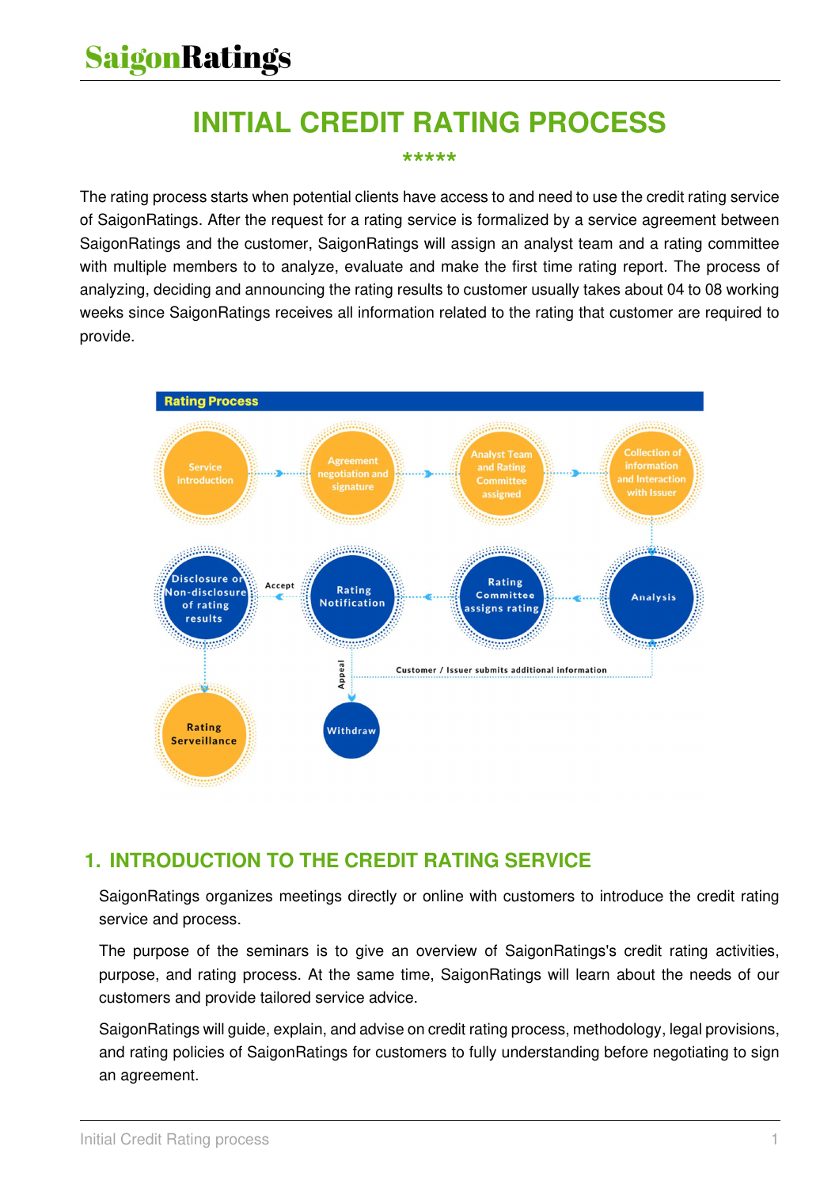# INITIAL CREDIT RATING PROCESS

\*\*\*\*\*

The rating process starts when potential clients have access to and need to use the credit rating service of SaigonRatings. After the request for a rating service is formalized by a service agreement between SaigonRatings and the customer, SaigonRatings will assign an analyst team and a rating committee with multiple members to to analyze, evaluate and make the first time rating report. The process of analyzing, deciding and announcing the rating results to customer usually takes about 04 to 08 working weeks since SaigonRatings receives all information related to the rating that customer are required to provide.

**Rating Process**

Service introduction → Agreement negotiation and signature → Analyst Team and Rating Committee assigned → Collection of information and Interaction with Issuer → Analysis → Rating Committee assigns rating → Rating Notification → (Accept) Disclosure or Non-disclosure of rating results → Rating Serveillance

Rating Notification → (Appeal) Withdraw

Customer / Issuer submits additional information

## 1. INTRODUCTION TO THE CREDIT RATING SERVICE

SaigonRatings organizes meetings directly or online with customers to introduce the credit rating service and process.

The purpose of the seminars is to give an overview of SaigonRatings's credit rating activities, purpose, and rating process. At the same time, SaigonRatings will learn about the needs of our customers and provide tailored service advice.

SaigonRatings will guide, explain, and advise on credit rating process, methodology, legal provisions, and rating policies of SaigonRatings for customers to fully understanding before negotiating to sign an agreement.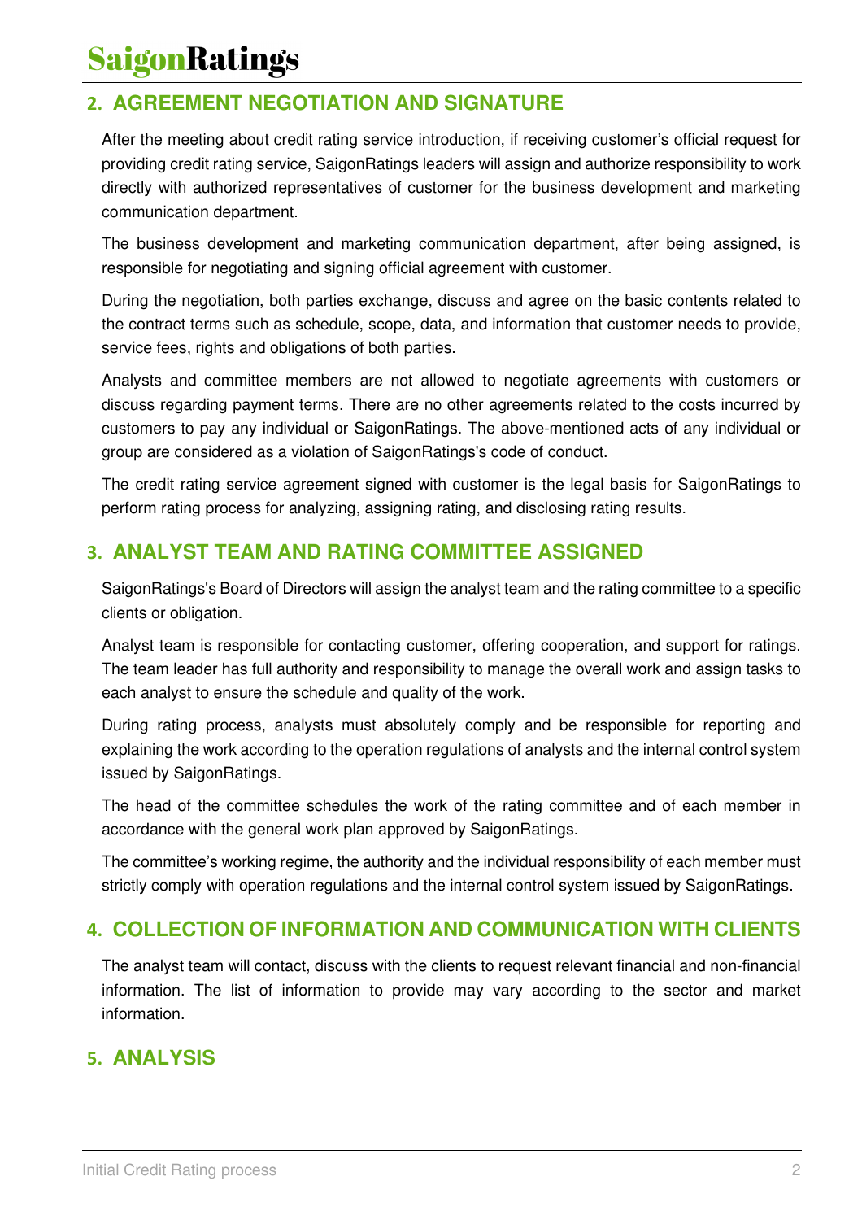## 2. AGREEMENT NEGOTIATION AND SIGNATURE

After the meeting about credit rating service introduction, if receiving customer's official request for providing credit rating service, SaigonRatings leaders will assign and authorize responsibility to work directly with authorized representatives of customer for the business development and marketing communication department.

The business development and marketing communication department, after being assigned, is responsible for negotiating and signing official agreement with customer.

During the negotiation, both parties exchange, discuss and agree on the basic contents related to the contract terms such as schedule, scope, data, and information that customer needs to provide, service fees, rights and obligations of both parties.

Analysts and committee members are not allowed to negotiate agreements with customers or discuss regarding payment terms. There are no other agreements related to the costs incurred by customers to pay any individual or SaigonRatings. The above-mentioned acts of any individual or group are considered as a violation of SaigonRatings's code of conduct.

The credit rating service agreement signed with customer is the legal basis for SaigonRatings to perform rating process for analyzing, assigning rating, and disclosing rating results.

## 3. ANALYST TEAM AND RATING COMMITTEE ASSIGNED

SaigonRatings's Board of Directors will assign the analyst team and the rating committee to a specific clients or obligation.

Analyst team is responsible for contacting customer, offering cooperation, and support for ratings. The team leader has full authority and responsibility to manage the overall work and assign tasks to each analyst to ensure the schedule and quality of the work.

During rating process, analysts must absolutely comply and be responsible for reporting and explaining the work according to the operation regulations of analysts and the internal control system issued by SaigonRatings.

The head of the committee schedules the work of the rating committee and of each member in accordance with the general work plan approved by SaigonRatings.

The committee's working regime, the authority and the individual responsibility of each member must strictly comply with operation regulations and the internal control system issued by SaigonRatings.

## 4. COLLECTION OF INFORMATION AND COMMUNICATION WITH CLIENTS

The analyst team will contact, discuss with the clients to request relevant financial and non-financial information. The list of information to provide may vary according to the sector and market information.

## 5. ANALYSIS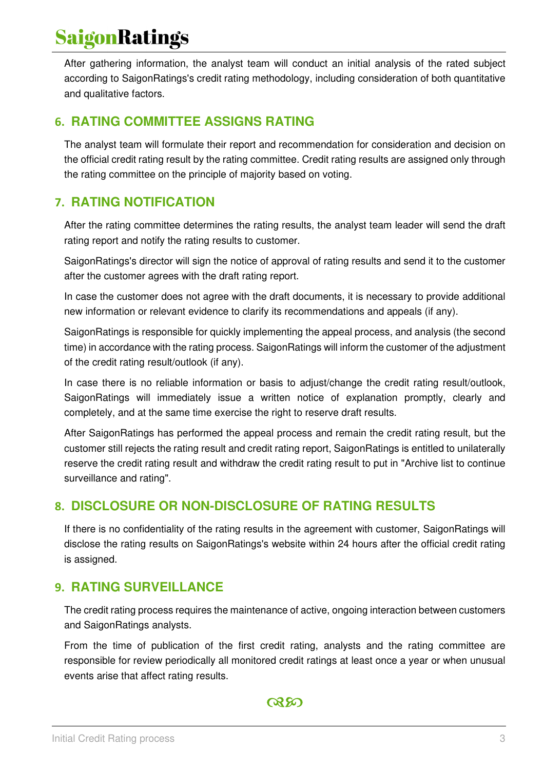After gathering information, the analyst team will conduct an initial analysis of the rated subject according to SaigonRatings's credit rating methodology, including consideration of both quantitative and qualitative factors.

## 6. RATING COMMITTEE ASSIGNS RATING

The analyst team will formulate their report and recommendation for consideration and decision on the official credit rating result by the rating committee. Credit rating results are assigned only through the rating committee on the principle of majority based on voting.

## 7. RATING NOTIFICATION

After the rating committee determines the rating results, the analyst team leader will send the draft rating report and notify the rating results to customer.

SaigonRatings's director will sign the notice of approval of rating results and send it to the customer after the customer agrees with the draft rating report.

In case the customer does not agree with the draft documents, it is necessary to provide additional new information or relevant evidence to clarify its recommendations and appeals (if any).

SaigonRatings is responsible for quickly implementing the appeal process, and analysis (the second time) in accordance with the rating process. SaigonRatings will inform the customer of the adjustment of the credit rating result/outlook (if any).

In case there is no reliable information or basis to adjust/change the credit rating result/outlook, SaigonRatings will immediately issue a written notice of explanation promptly, clearly and completely, and at the same time exercise the right to reserve draft results.

After SaigonRatings has performed the appeal process and remain the credit rating result, but the customer still rejects the rating result and credit rating report, SaigonRatings is entitled to unilaterally reserve the credit rating result and withdraw the credit rating result to put in "Archive list to continue surveillance and rating".

## 8. DISCLOSURE OR NON-DISCLOSURE OF RATING RESULTS

If there is no confidentiality of the rating results in the agreement with customer, SaigonRatings will disclose the rating results on SaigonRatings's website within 24 hours after the official credit rating is assigned.

## 9. RATING SURVEILLANCE

The credit rating process requires the maintenance of active, ongoing interaction between customers and SaigonRatings analysts.

From the time of publication of the first credit rating, analysts and the rating committee are responsible for review periodically all monitored credit ratings at least once a year or when unusual events arise that affect rating results.